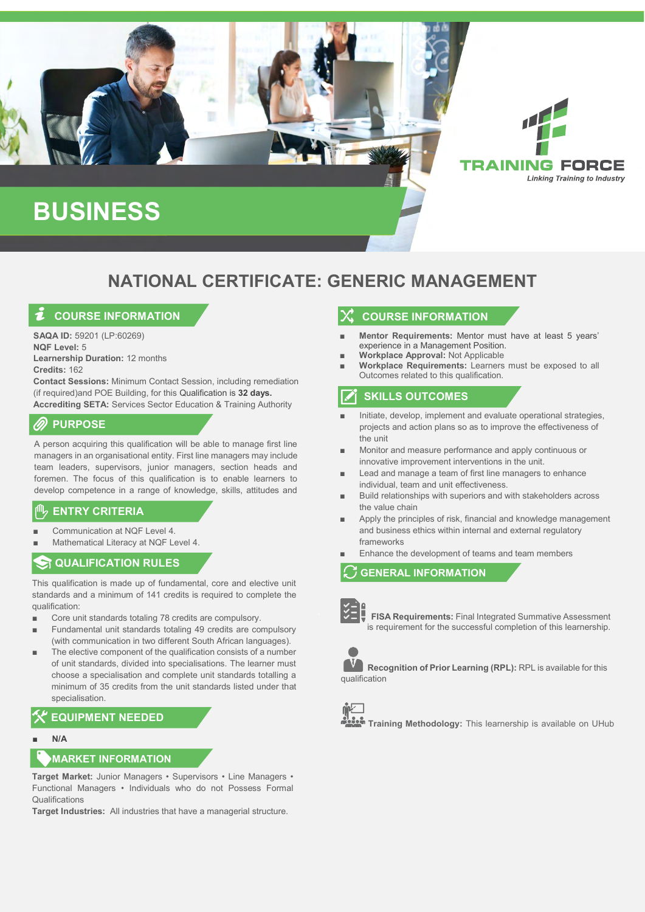TRAINING FORCE

*Linking Training to Industry*

# BUSINESS

## NATIONAL CERTIFICATE: GENERIC MANAGEMENT

### COURSE INFORMATION

**SAQA ID:** 59201 (LP:60269)
**NQF Level:** 5
**Learnership Duration:** 12 months
**Credits:** 162
**Contact Sessions:** Minimum Contact Session, including remediation (if required)and POE Building, for this Qualification is **32 days.**
**Accrediting SETA:** Services Sector Education & Training Authority

### PURPOSE

A person acquiring this qualification will be able to manage first line managers in an organisational entity. First line managers may include team leaders, supervisors, junior managers, section heads and foremen. The focus of this qualification is to enable learners to develop competence in a range of knowledge, skills, attitudes and

### ENTRY CRITERIA

- Communication at NQF Level 4.
- Mathematical Literacy at NQF Level 4.

### QUALIFICATION RULES

This qualification is made up of fundamental, core and elective unit standards and a minimum of 141 credits is required to complete the qualification:

- Core unit standards totaling 78 credits are compulsory.
- Fundamental unit standards totaling 49 credits are compulsory (with communication in two different South African languages).
- The elective component of the qualification consists of a number of unit standards, divided into specialisations. The learner must choose a specialisation and complete unit standards totalling a minimum of 35 credits from the unit standards listed under that specialisation.

### EQUIPMENT NEEDED

- **N/A**

### MARKET INFORMATION

**Target Market:** Junior Managers • Supervisors • Line Managers • Functional Managers • Individuals who do not Possess Formal Qualifications
**Target Industries:** All industries that have a managerial structure.

### COURSE INFORMATION

- **Mentor Requirements:** Mentor must have at least 5 years' experience in a Management Position.
- **Workplace Approval:** Not Applicable
- **Workplace Requirements:** Learners must be exposed to all Outcomes related to this qualification.

### SKILLS OUTCOMES

- Initiate, develop, implement and evaluate operational strategies, projects and action plans so as to improve the effectiveness of the unit
- Monitor and measure performance and apply continuous or innovative improvement interventions in the unit.
- Lead and manage a team of first line managers to enhance individual, team and unit effectiveness.
- Build relationships with superiors and with stakeholders across the value chain
- Apply the principles of risk, financial and knowledge management and business ethics within internal and external regulatory frameworks
- Enhance the development of teams and team members

### GENERAL INFORMATION

**FISA Requirements:** Final Integrated Summative Assessment is requirement for the successful completion of this learnership.

**Recognition of Prior Learning (RPL):** RPL is available for this qualification

**Training Methodology:** This learnership is available on UHub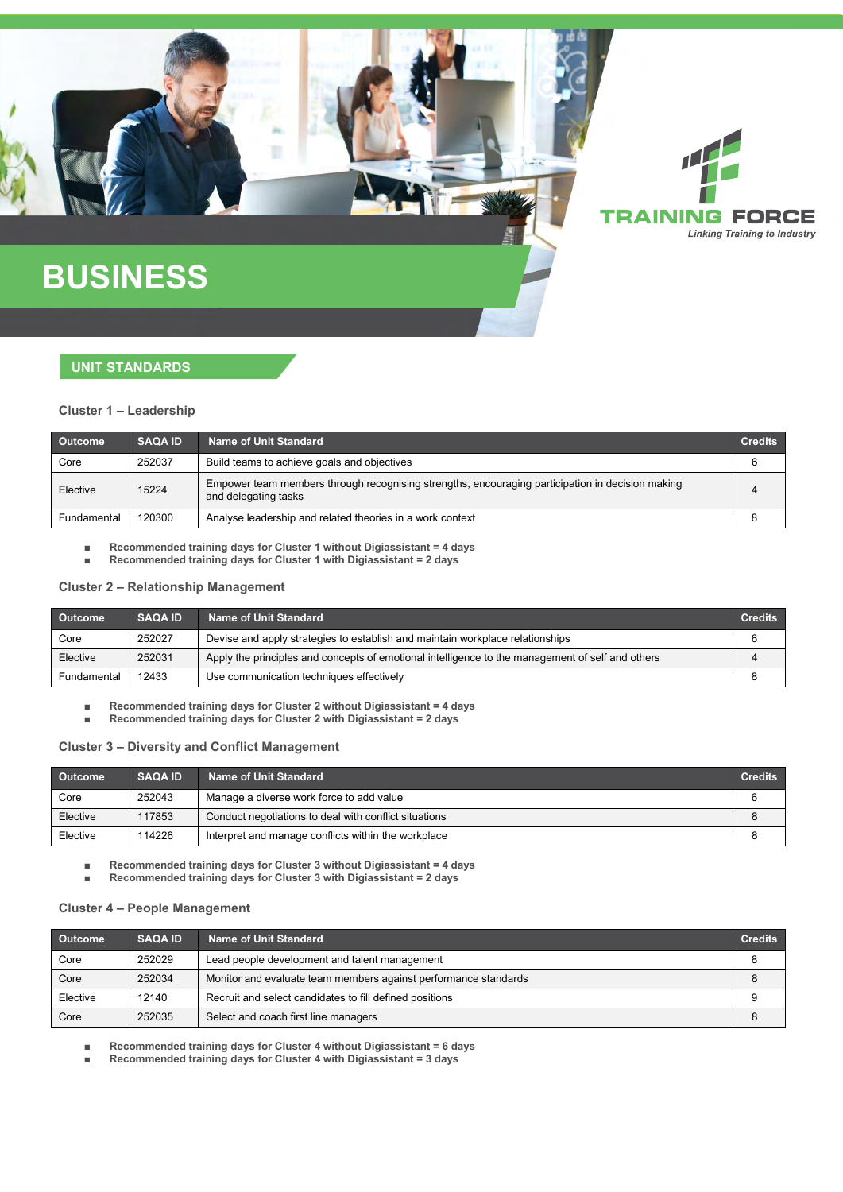**TRAINING FORCE**

*Linking Training to Industry*

# BUSINESS

## UNIT STANDARDS

### Cluster 1 – Leadership

| Outcome | SAQA ID | Name of Unit Standard | Credits |
|---|---|---|---|
| Core | 252037 | Build teams to achieve goals and objectives | 6 |
| Elective | 15224 | Empower team members through recognising strengths, encouraging participation in decision making and delegating tasks | 4 |
| Fundamental | 120300 | Analyse leadership and related theories in a work context | 8 |

- **Recommended training days for Cluster 1 without Digiassistant = 4 days**
- **Recommended training days for Cluster 1 with Digiassistant = 2 days**

### Cluster 2 – Relationship Management

| Outcome | SAQA ID | Name of Unit Standard | Credits |
|---|---|---|---|
| Core | 252027 | Devise and apply strategies to establish and maintain workplace relationships | 6 |
| Elective | 252031 | Apply the principles and concepts of emotional intelligence to the management of self and others | 4 |
| Fundamental | 12433 | Use communication techniques effectively | 8 |

- **Recommended training days for Cluster 2 without Digiassistant = 4 days**
- **Recommended training days for Cluster 2 with Digiassistant = 2 days**

### Cluster 3 – Diversity and Conflict Management

| Outcome | SAQA ID | Name of Unit Standard | Credits |
|---|---|---|---|
| Core | 252043 | Manage a diverse work force to add value | 6 |
| Elective | 117853 | Conduct negotiations to deal with conflict situations | 8 |
| Elective | 114226 | Interpret and manage conflicts within the workplace | 8 |

- **Recommended training days for Cluster 3 without Digiassistant = 4 days**
- **Recommended training days for Cluster 3 with Digiassistant = 2 days**

### Cluster 4 – People Management

| Outcome | SAQA ID | Name of Unit Standard | Credits |
|---|---|---|---|
| Core | 252029 | Lead people development and talent management | 8 |
| Core | 252034 | Monitor and evaluate team members against performance standards | 8 |
| Elective | 12140 | Recruit and select candidates to fill defined positions | 9 |
| Core | 252035 | Select and coach first line managers | 8 |

- **Recommended training days for Cluster 4 without Digiassistant = 6 days**
- **Recommended training days for Cluster 4 with Digiassistant = 3 days**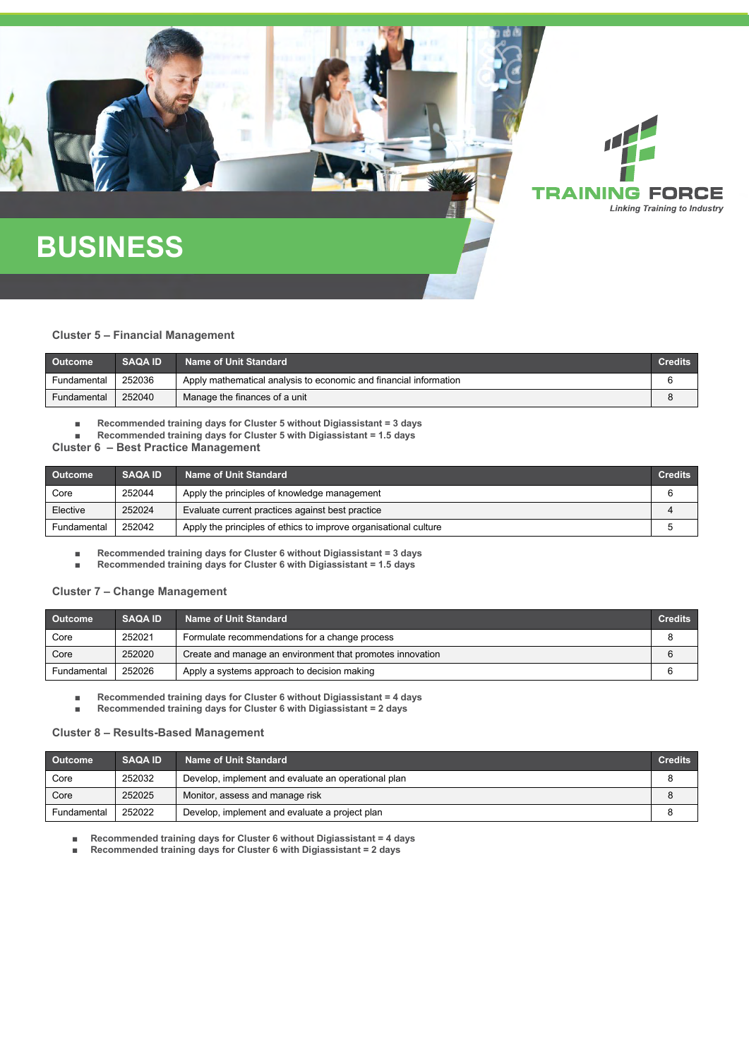# BUSINESS

TRAINING FORCE
*Linking Training to Industry*

### Cluster 5 – Financial Management

| Outcome | SAQA ID | Name of Unit Standard | Credits |
|---|---|---|---|
| Fundamental | 252036 | Apply mathematical analysis to economic and financial information | 6 |
| Fundamental | 252040 | Manage the finances of a unit | 8 |

- **Recommended training days for Cluster 5 without Digiassistant = 3 days**
- **Recommended training days for Cluster 5 with Digiassistant = 1.5 days**

### Cluster 6 – Best Practice Management

| Outcome | SAQA ID | Name of Unit Standard | Credits |
|---|---|---|---|
| Core | 252044 | Apply the principles of knowledge management | 6 |
| Elective | 252024 | Evaluate current practices against best practice | 4 |
| Fundamental | 252042 | Apply the principles of ethics to improve organisational culture | 5 |

- **Recommended training days for Cluster 6 without Digiassistant = 3 days**
- **Recommended training days for Cluster 6 with Digiassistant = 1.5 days**

### Cluster 7 – Change Management

| Outcome | SAQA ID | Name of Unit Standard | Credits |
|---|---|---|---|
| Core | 252021 | Formulate recommendations for a change process | 8 |
| Core | 252020 | Create and manage an environment that promotes innovation | 6 |
| Fundamental | 252026 | Apply a systems approach to decision making | 6 |

- **Recommended training days for Cluster 6 without Digiassistant = 4 days**
- **Recommended training days for Cluster 6 with Digiassistant = 2 days**

### Cluster 8 – Results-Based Management

| Outcome | SAQA ID | Name of Unit Standard | Credits |
|---|---|---|---|
| Core | 252032 | Develop, implement and evaluate an operational plan | 8 |
| Core | 252025 | Monitor, assess and manage risk | 8 |
| Fundamental | 252022 | Develop, implement and evaluate a project plan | 8 |

- **Recommended training days for Cluster 6 without Digiassistant = 4 days**
- **Recommended training days for Cluster 6 with Digiassistant = 2 days**